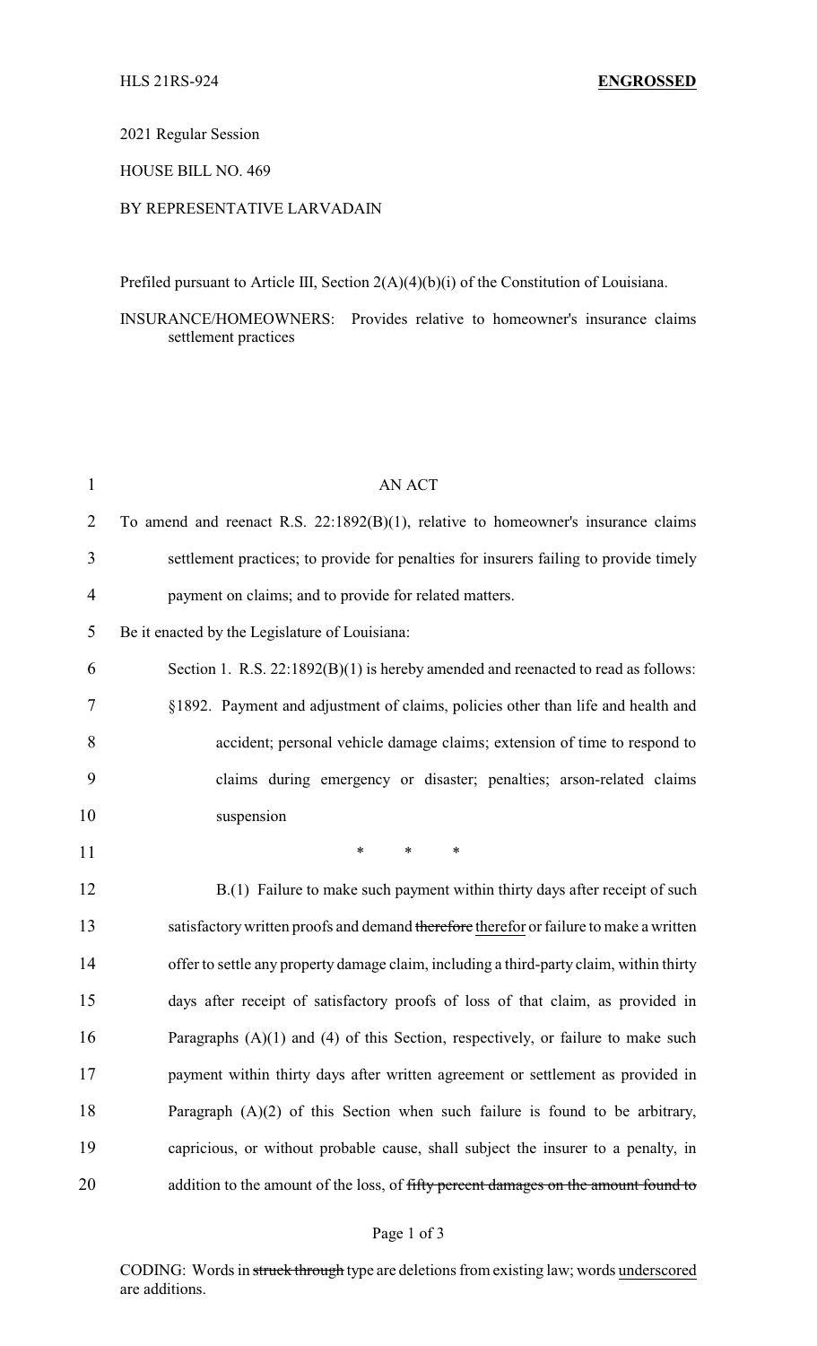HLS 21RS-924 **ENGROSSED**

2021 Regular Session

HOUSE BILL NO. 469

BY REPRESENTATIVE LARVADAIN

Prefiled pursuant to Article III, Section 2(A)(4)(b)(i) of the Constitution of Louisiana.

INSURANCE/HOMEOWNERS: Provides relative to homeowner's insurance claims settlement practices

AN ACT

To amend and reenact R.S. 22:1892(B)(1), relative to homeowner's insurance claims settlement practices; to provide for penalties for insurers failing to provide timely payment on claims; and to provide for related matters.

Be it enacted by the Legislature of Louisiana:

Section 1. R.S. 22:1892(B)(1) is hereby amended and reenacted to read as follows:

§1892. Payment and adjustment of claims, policies other than life and health and accident; personal vehicle damage claims; extension of time to respond to claims during emergency or disaster; penalties; arson-related claims suspension

\* \* \*

B.(1) Failure to make such payment within thirty days after receipt of such satisfactory written proofs and demand ~~therefore~~ <u>therefor</u> or failure to make a written offer to settle any property damage claim, including a third-party claim, within thirty days after receipt of satisfactory proofs of loss of that claim, as provided in Paragraphs (A)(1) and (4) of this Section, respectively, or failure to make such payment within thirty days after written agreement or settlement as provided in Paragraph (A)(2) of this Section when such failure is found to be arbitrary, capricious, or without probable cause, shall subject the insurer to a penalty, in addition to the amount of the loss, of ~~fifty percent damages on the amount found to~~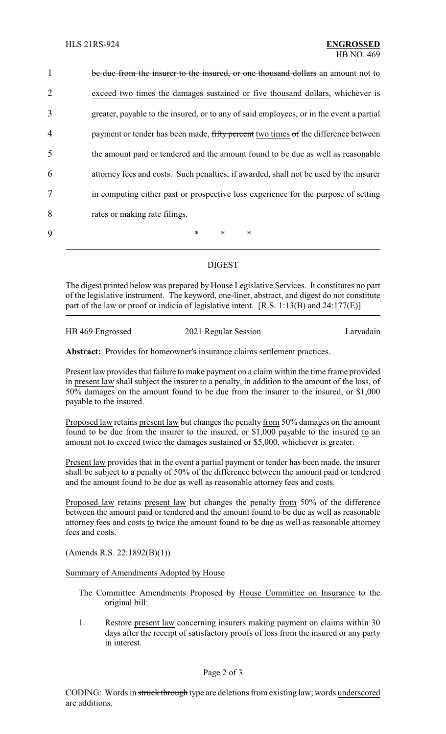be due from the insurer to the insured, or one thousand dollars an amount not to exceed two times the damages sustained or five thousand dollars, whichever is greater, payable to the insured, or to any of said employees, or in the event a partial payment or tender has been made, fifty percent two times of the difference between the amount paid or tendered and the amount found to be due as well as reasonable attorney fees and costs. Such penalties, if awarded, shall not be used by the insurer in computing either past or prospective loss experience for the purpose of setting rates or making rate filings.

\* \* \*

## DIGEST

The digest printed below was prepared by House Legislative Services. It constitutes no part of the legislative instrument. The keyword, one-liner, abstract, and digest do not constitute part of the law or proof or indicia of legislative intent. [R.S. 1:13(B) and 24:177(E)]

HB 469 Engrossed | 2021 Regular Session | Larvadain

**Abstract:** Provides for homeowner's insurance claims settlement practices.

Present law provides that failure to make payment on a claim within the time frame provided in present law shall subject the insurer to a penalty, in addition to the amount of the loss, of 50% damages on the amount found to be due from the insurer to the insured, or $1,000 payable to the insured.

Proposed law retains present law but changes the penalty from 50% damages on the amount found to be due from the insurer to the insured, or $1,000 payable to the insured to an amount not to exceed twice the damages sustained or $5,000, whichever is greater.

Present law provides that in the event a partial payment or tender has been made, the insurer shall be subject to a penalty of 50% of the difference between the amount paid or tendered and the amount found to be due as well as reasonable attorney fees and costs.

Proposed law retains present law but changes the penalty from 50% of the difference between the amount paid or tendered and the amount found to be due as well as reasonable attorney fees and costs to twice the amount found to be due as well as reasonable attorney fees and costs.

(Amends R.S. 22:1892(B)(1))

Summary of Amendments Adopted by House

The Committee Amendments Proposed by House Committee on Insurance to the original bill:

1. Restore present law concerning insurers making payment on claims within 30 days after the receipt of satisfactory proofs of loss from the insured or any party in interest.

CODING: Words in struck through type are deletions from existing law; words underscored are additions.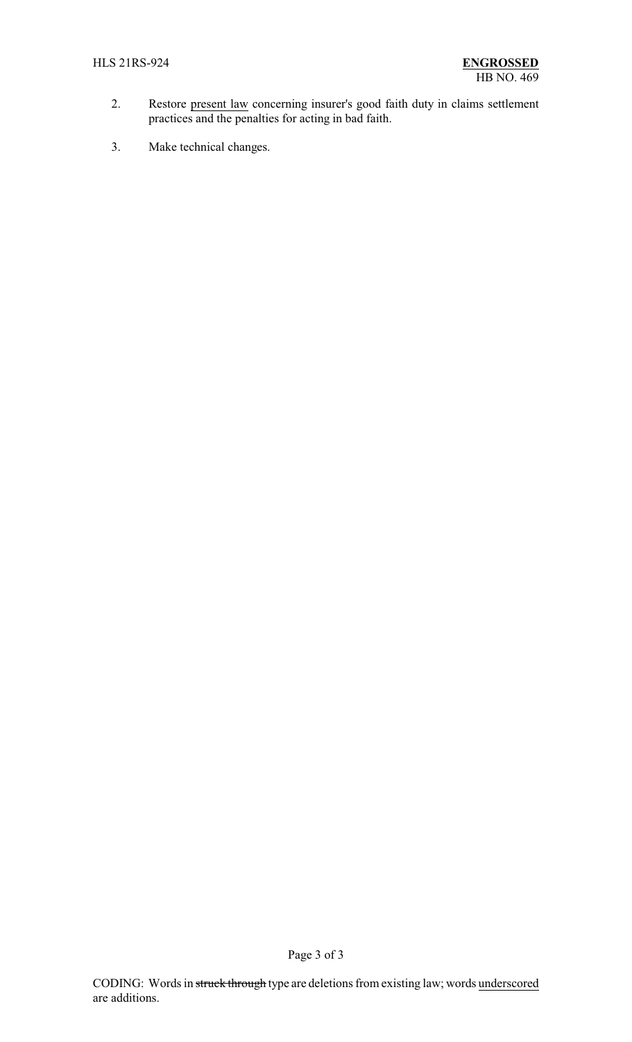2. Restore <u>present law</u> concerning insurer's good faith duty in claims settlement practices and the penalties for acting in bad faith.

3. Make technical changes.

CODING: Words in ~~struck through~~ type are deletions from existing law; words <u>underscored</u> are additions.